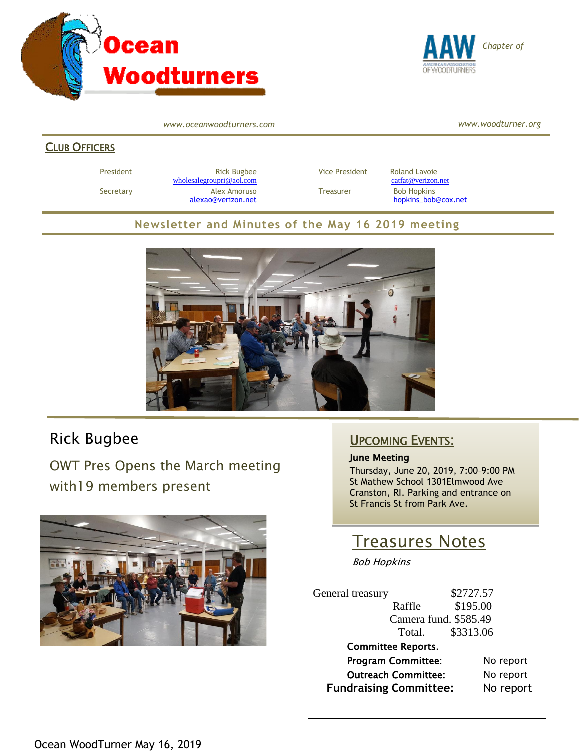# Ocean Woodturners

AAW Chapter of

www.oceanwoodturners.com www.woodturner.org

## CLUB OFFICERS

| | | | |
|---|---|---|---|
| President | Rick Bugbee wholesalegroupri@aol.com | Vice President | Roland Lavoie catfat@verizon.net |
| Secretary | Alex Amoruso alexao@verizon.net | Treasurer | Bob Hopkins hopkins_bob@cox.net |

## Newsletter and Minutes of the May 16 2019 meeting

## Rick Bugbee

OWT Pres Opens the March meeting with19 members present

## UPCOMING EVENTS:

**June Meeting**

Thursday, June 20, 2019, 7:00-9:00 PM
St Mathew School 1301Elmwood Ave
Cranston, RI. Parking and entrance on St Francis St from Park Ave.

## Treasures Notes

*Bob Hopkins*

| | |
|---|---|
| General treasury | $2727.57 |
| Raffle | $195.00 |
| Camera fund. | $585.49 |
| Total. | $3313.06 |

**Committee Reports.**

| | |
|---|---|
| **Program Committee:** | No report |
| **Outreach Committee:** | No report |
| **Fundraising Committee:** | No report |

Ocean WoodTurner May 16, 2019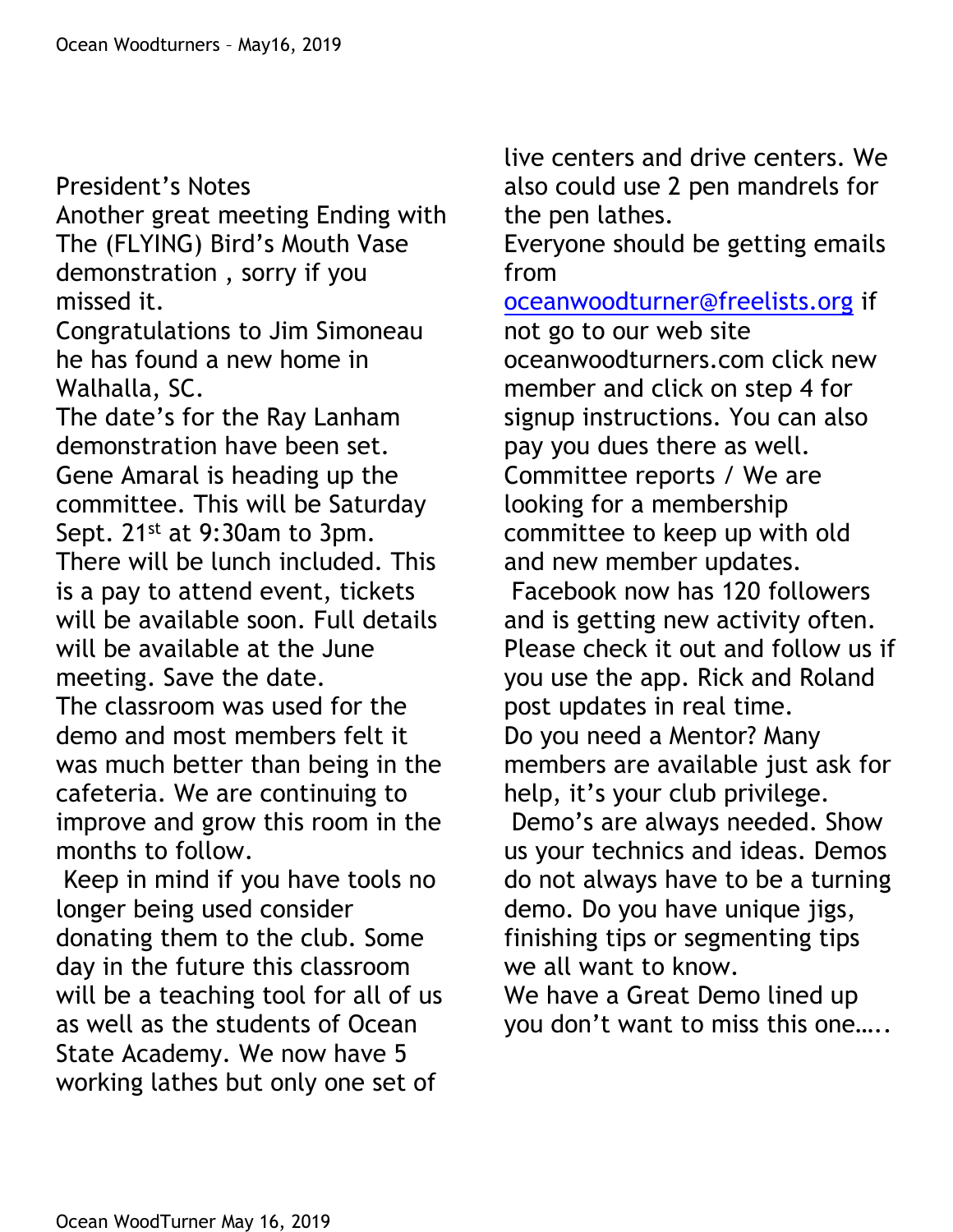## President's Notes

Another great meeting Ending with The (FLYING) Bird's Mouth Vase demonstration , sorry if you missed it.

Congratulations to Jim Simoneau he has found a new home in Walhalla, SC.

The date's for the Ray Lanham demonstration have been set. Gene Amaral is heading up the committee. This will be Saturday Sept. 21st at 9:30am to 3pm. There will be lunch included. This is a pay to attend event, tickets will be available soon. Full details will be available at the June meeting. Save the date.

The classroom was used for the demo and most members felt it was much better than being in the cafeteria. We are continuing to improve and grow this room in the months to follow.

Keep in mind if you have tools no longer being used consider donating them to the club. Some day in the future this classroom will be a teaching tool for all of us as well as the students of Ocean State Academy. We now have 5 working lathes but only one set of live centers and drive centers. We also could use 2 pen mandrels for the pen lathes.

Everyone should be getting emails from [oceanwoodturner@freelists.org](mailto:oceanwoodturner@freelists.org) if not go to our web site oceanwoodturners.com click new member and click on step 4 for signup instructions. You can also pay you dues there as well.

Committee reports / We are looking for a membership committee to keep up with old and new member updates.

Facebook now has 120 followers and is getting new activity often. Please check it out and follow us if you use the app. Rick and Roland post updates in real time.

Do you need a Mentor? Many members are available just ask for help, it's your club privilege.

Demo's are always needed. Show us your technics and ideas. Demos do not always have to be a turning demo. Do you have unique jigs, finishing tips or segmenting tips we all want to know.

We have a Great Demo lined up you don't want to miss this one…..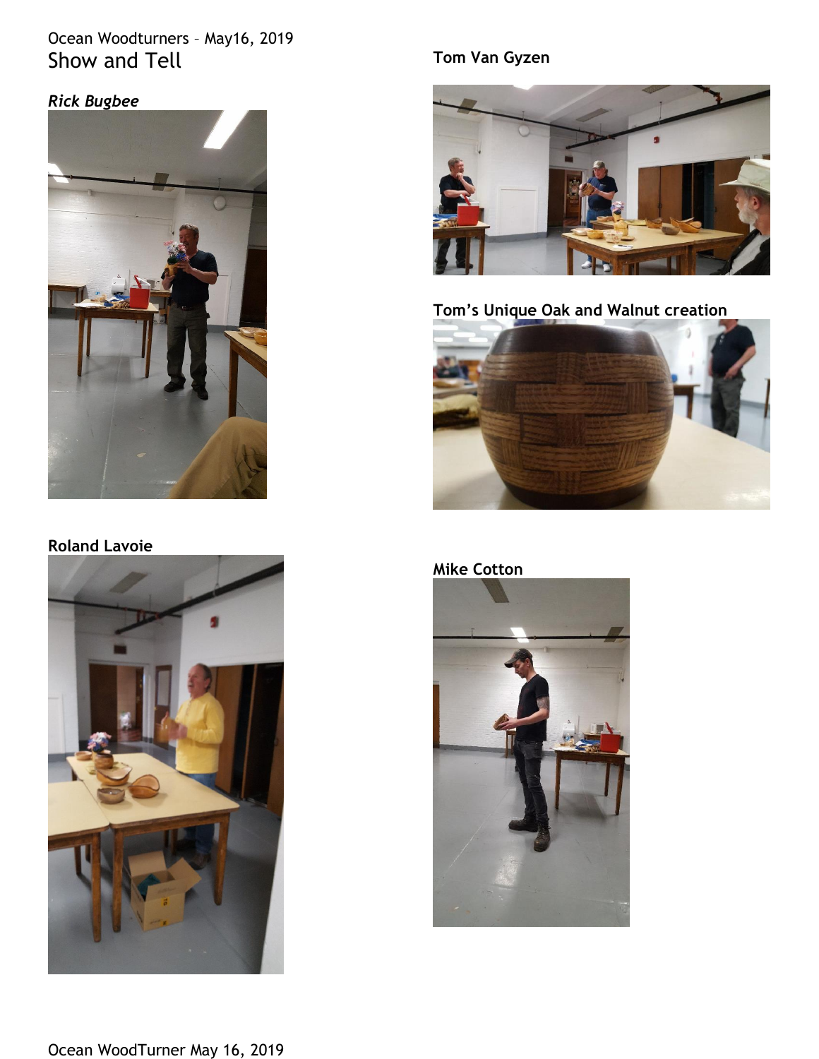Ocean Woodturners – May16, 2019

# Show and Tell

*Rick Bugbee*

**Tom Van Gyzen**

**Tom's Unique Oak and Walnut creation**

**Roland Lavoie**

**Mike Cotton**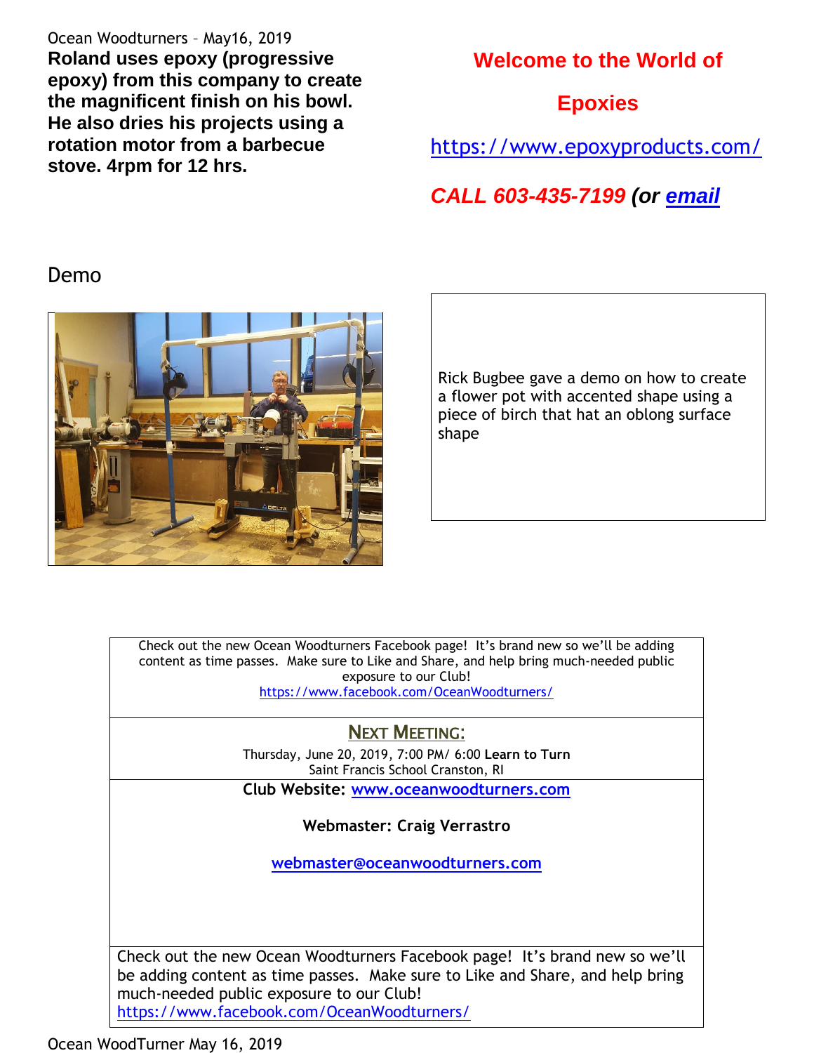Ocean Woodturners – May16, 2019

**Roland uses epoxy (progressive epoxy) from this company to create the magnificent finish on his bowl. He also dries his projects using a rotation motor from a barbecue stove. 4rpm for 12 hrs.**

**Welcome to the World of**

**Epoxies**

https://www.epoxyproducts.com/

***CALL 603-435-7199 (or email***

Demo

Rick Bugbee gave a demo on how to create a flower pot with accented shape using a piece of birch that hat an oblong surface shape

Check out the new Ocean Woodturners Facebook page! It's brand new so we'll be adding content as time passes. Make sure to Like and Share, and help bring much-needed public exposure to our Club!
https://www.facebook.com/OceanWoodturners/

## NEXT MEETING:

Thursday, June 20, 2019, 7:00 PM/ 6:00 **Learn to Turn**
Saint Francis School Cranston, RI

**Club Website: www.oceanwoodturners.com**

**Webmaster: Craig Verrastro**

**webmaster@oceanwoodturners.com**

Check out the new Ocean Woodturners Facebook page! It's brand new so we'll be adding content as time passes. Make sure to Like and Share, and help bring much-needed public exposure to our Club!
https://www.facebook.com/OceanWoodturners/